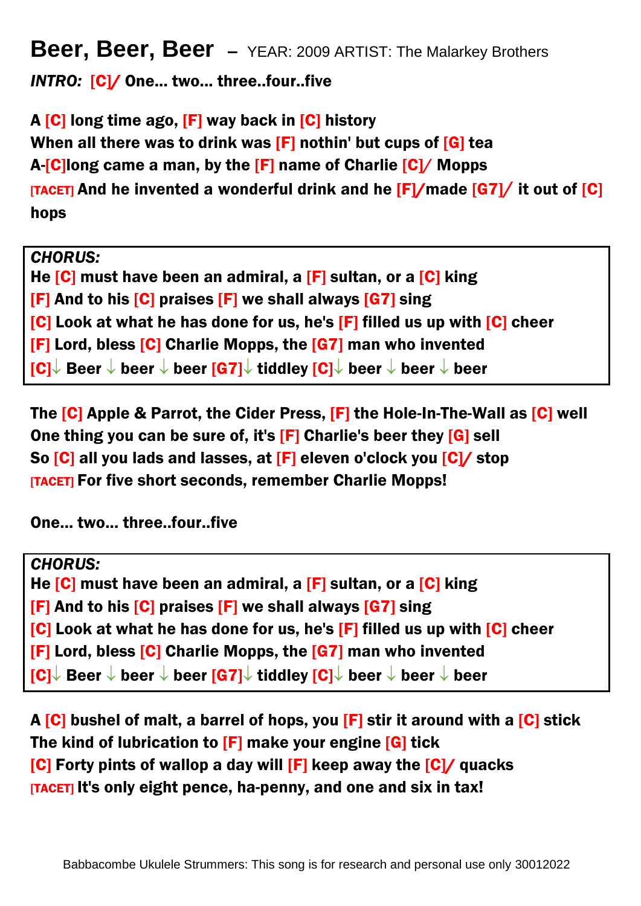# Beer, Beer, Beer – YEAR: 2009 ARTIST: The Malarkey Brothers

***INTRO:*** **[C]/ One... two... three..four..five**

**A [C] long time ago, [F] way back in [C] history**
**When all there was to drink was [F] nothin' but cups of [G] tea**
**A-[C]long came a man, by the [F] name of Charlie [C]/ Mopps**
**[TACET] And he invented a wonderful drink and he [F]/made [G7]/ it out of [C] hops**

***CHORUS:***
**He [C] must have been an admiral, a [F] sultan, or a [C] king**
**[F] And to his [C] praises [F] we shall always [G7] sing**
**[C] Look at what he has done for us, he's [F] filled us up with [C] cheer**
**[F] Lord, bless [C] Charlie Mopps, the [G7] man who invented**
**[C]↓ Beer ↓ beer ↓ beer [G7]↓ tiddley [C]↓ beer ↓ beer ↓ beer**

**The [C] Apple & Parrot, the Cider Press, [F] the Hole-In-The-Wall as [C] well**
**One thing you can be sure of, it's [F] Charlie's beer they [G] sell**
**So [C] all you lads and lasses, at [F] eleven o'clock you [C]/ stop**
**[TACET] For five short seconds, remember Charlie Mopps!**

**One... two... three..four..five**

***CHORUS:***
**He [C] must have been an admiral, a [F] sultan, or a [C] king**
**[F] And to his [C] praises [F] we shall always [G7] sing**
**[C] Look at what he has done for us, he's [F] filled us up with [C] cheer**
**[F] Lord, bless [C] Charlie Mopps, the [G7] man who invented**
**[C]↓ Beer ↓ beer ↓ beer [G7]↓ tiddley [C]↓ beer ↓ beer ↓ beer**

**A [C] bushel of malt, a barrel of hops, you [F] stir it around with a [C] stick**
**The kind of lubrication to [F] make your engine [G] tick**
**[C] Forty pints of wallop a day will [F] keep away the [C]/ quacks**
**[TACET] It's only eight pence, ha-penny, and one and six in tax!**

Babbacombe Ukulele Strummers: This song is for research and personal use only 30012022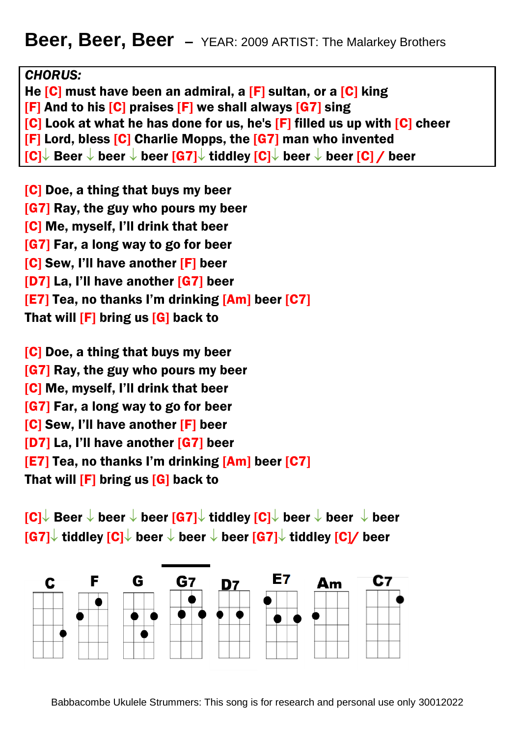# Beer, Beer, Beer – YEAR: 2009 ARTIST: The Malarkey Brothers

***CHORUS:***
**He [C] must have been an admiral, a [F] sultan, or a [C] king**
**[F] And to his [C] praises [F] we shall always [G7] sing**
**[C] Look at what he has done for us, he's [F] filled us up with [C] cheer**
**[F] Lord, bless [C] Charlie Mopps, the [G7] man who invented**
**[C]↓ Beer ↓ beer ↓ beer [G7]↓ tiddley [C]↓ beer ↓ beer [C] / beer**

**[C] Doe, a thing that buys my beer**
**[G7] Ray, the guy who pours my beer**
**[C] Me, myself, I'll drink that beer**
**[G7] Far, a long way to go for beer**
**[C] Sew, I'll have another [F] beer**
**[D7] La, I'll have another [G7] beer**
**[E7] Tea, no thanks I'm drinking [Am] beer [C7]**
**That will [F] bring us [G] back to**

**[C] Doe, a thing that buys my beer**
**[G7] Ray, the guy who pours my beer**
**[C] Me, myself, I'll drink that beer**
**[G7] Far, a long way to go for beer**
**[C] Sew, I'll have another [F] beer**
**[D7] La, I'll have another [G7] beer**
**[E7] Tea, no thanks I'm drinking [Am] beer [C7]**
**That will [F] bring us [G] back to**

**[C]↓ Beer ↓ beer ↓ beer [G7]↓ tiddley [C]↓ beer ↓ beer ↓ beer**
**[G7]↓ tiddley [C]↓ beer ↓ beer ↓ beer [G7]↓ tiddley [C]/ beer**

C F G G7 D7 E7 Am C7

Babbacombe Ukulele Strummers: This song is for research and personal use only 30012022